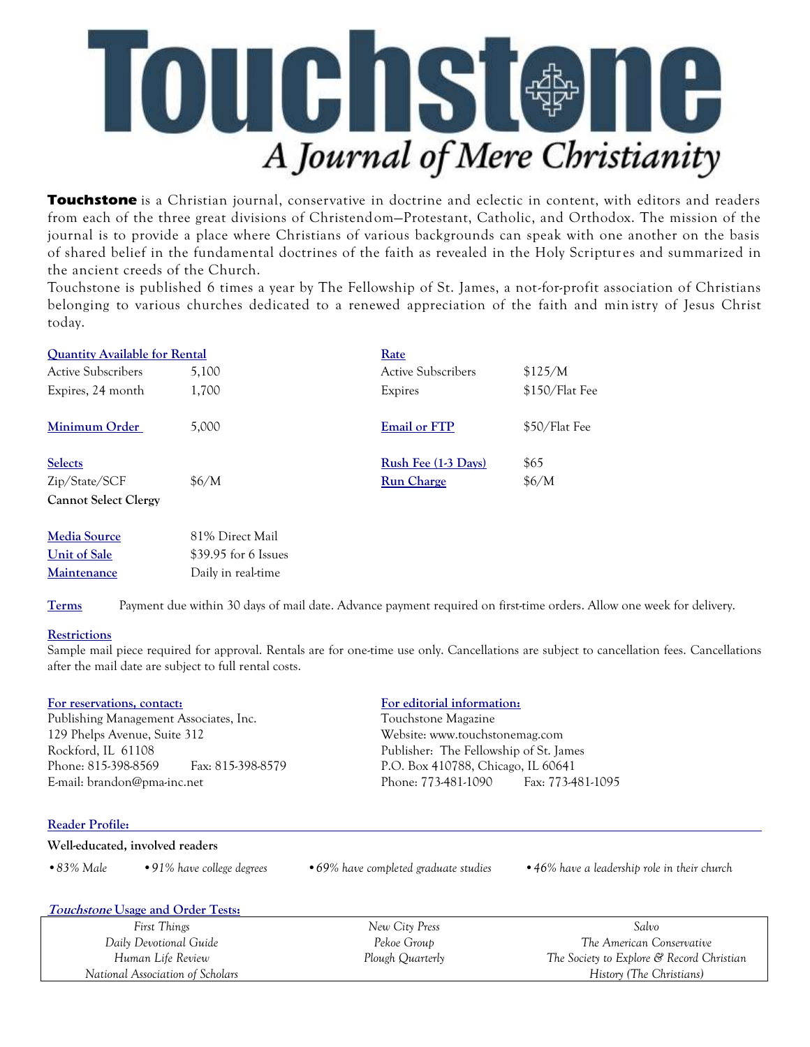# Touchstone

## A Journal of Mere Christianity

**Touchstone** is a Christian journal, conservative in doctrine and eclectic in content, with editors and readers from each of the three great divisions of Christendom—Protestant, Catholic, and Orthodox. The mission of the journal is to provide a place where Christians of various backgrounds can speak with one another on the basis of shared belief in the fundamental doctrines of the faith as revealed in the Holy Scriptures and summarized in the ancient creeds of the Church.

Touchstone is published 6 times a year by The Fellowship of St. James, a not-for-profit association of Christians belonging to various churches dedicated to a renewed appreciation of the faith and ministry of Jesus Christ today.

**Quantity Available for Rental**

| | |
|---|---|
| Active Subscribers | 5,100 |
| Expires, 24 month | 1,700 |

**Minimum Order** 5,000

**Selects**

Zip/State/SCF $6/M

**Cannot Select Clergy**

**Rate**

| | |
|---|---|
| Active Subscribers | $125/M |
| Expires | $150/Flat Fee |

**Email or FTP** $50/Flat Fee

**Rush Fee (1-3 Days)** $65

**Run Charge** $6/M

| | |
|---|---|
| **Media Source** | 81% Direct Mail |
| **Unit of Sale** | $39.95 for 6 Issues |
| **Maintenance** | Daily in real-time |

**Terms** Payment due within 30 days of mail date. Advance payment required on first-time orders. Allow one week for delivery.

**Restrictions**

Sample mail piece required for approval. Rentals are for one-time use only. Cancellations are subject to cancellation fees. Cancellations after the mail date are subject to full rental costs.

**For reservations, contact:**

Publishing Management Associates, Inc.
129 Phelps Avenue, Suite 312
Rockford, IL 61108
Phone: 815-398-8569 Fax: 815-398-8579
E-mail: brandon@pma-inc.net

**For editorial information:**

Touchstone Magazine
Website: www.touchstonemag.com
Publisher: The Fellowship of St. James
P.O. Box 410788, Chicago, IL 60641
Phone: 773-481-1090 Fax: 773-481-1095

**Reader Profile:**

**Well-educated, involved readers**

- *83% Male*
- *91% have college degrees*
- *69% have completed graduate studies*
- *46% have a leadership role in their church*

***Touchstone* Usage and Order Tests:**

| | | |
|---|---|---|
| *First Things* | *New City Press* | *Salvo* |
| *Daily Devotional Guide* | *Pekoe Group* | *The American Conservative* |
| *Human Life Review* | *Plough Quarterly* | *The Society to Explore & Record Christian History (The Christians)* |
| *National Association of Scholars* | | |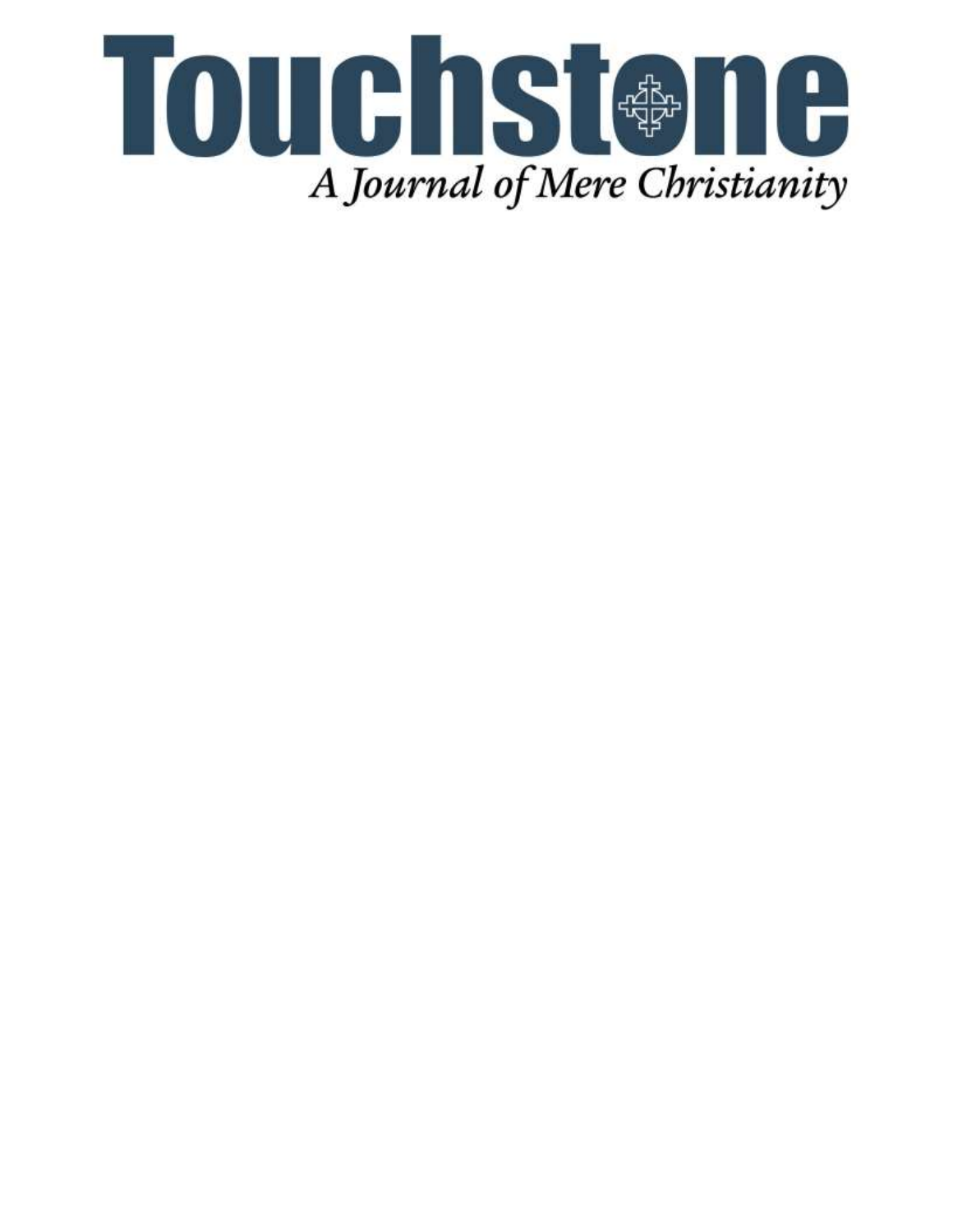# Touchstone

*A Journal of Mere Christianity*